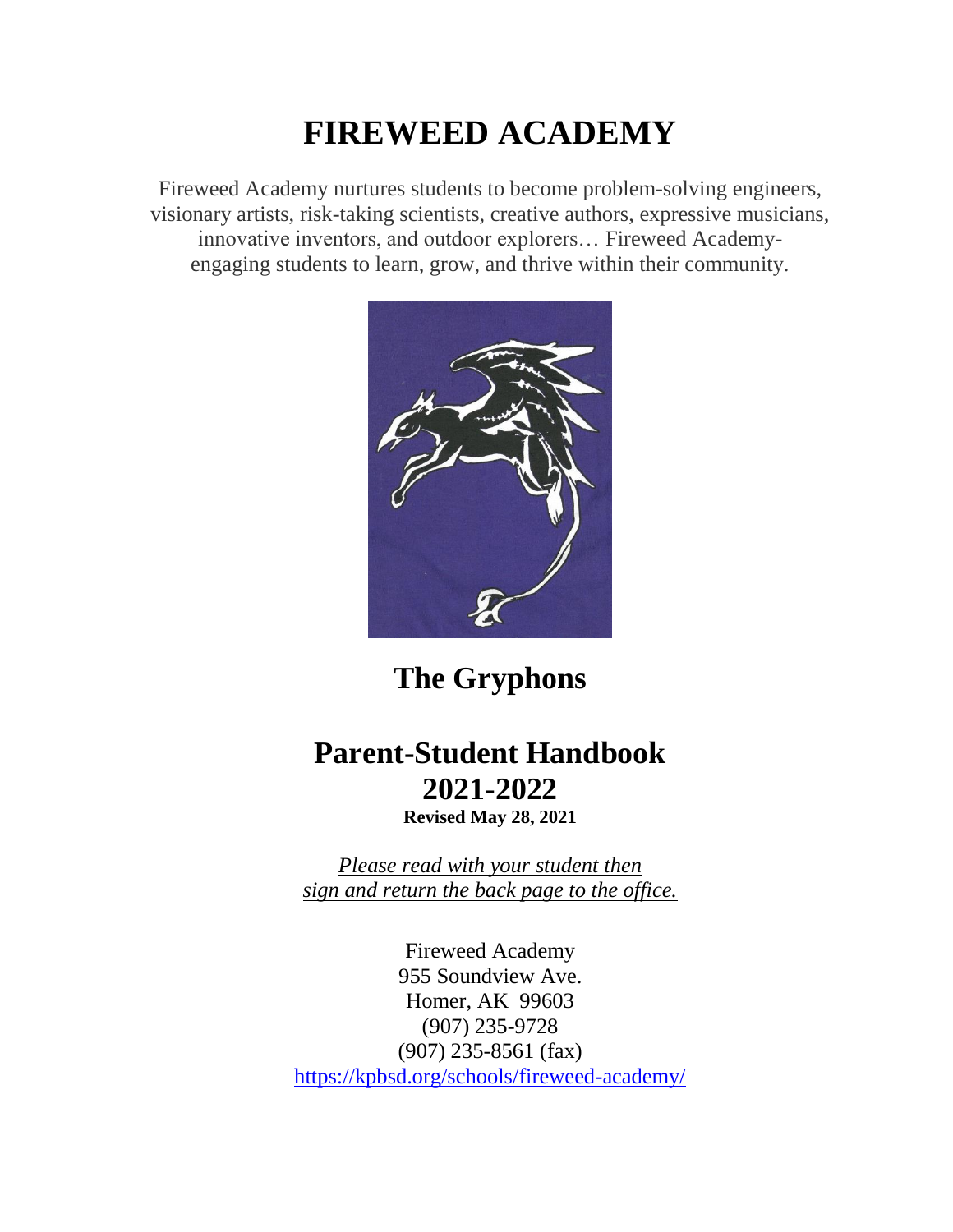# FIREWEED ACADEMY

Fireweed Academy nurtures students to become problem-solving engineers, visionary artists, risk-taking scientists, creative authors, expressive musicians, innovative inventors, and outdoor explorers… Fireweed Academy-engaging students to learn, grow, and thrive within their community.

## The Gryphons

# Parent-Student Handbook
# 2021-2022

**Revised May 28, 2021**

*Please read with your student then sign and return the back page to the office.*

Fireweed Academy
955 Soundview Ave.
Homer, AK 99603
(907) 235-9728
(907) 235-8561 (fax)
https://kpbsd.org/schools/fireweed-academy/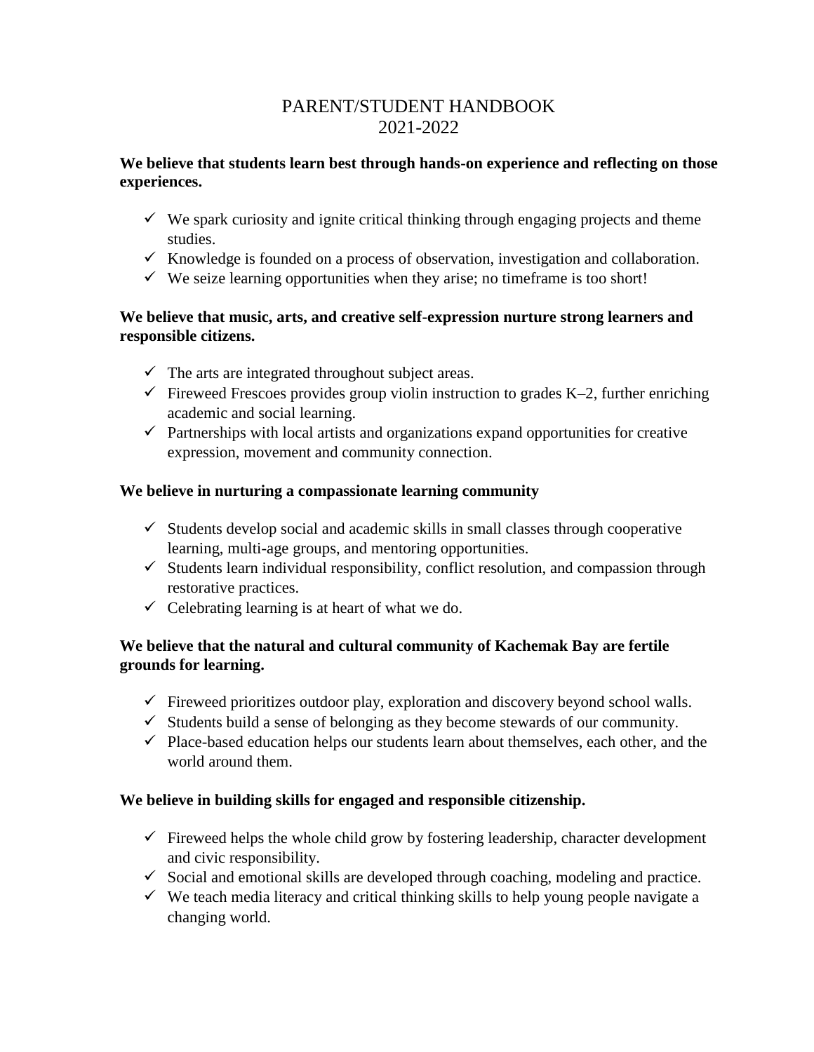# PARENT/STUDENT HANDBOOK
# 2021-2022

**We believe that students learn best through hands-on experience and reflecting on those experiences.**

- ✓ We spark curiosity and ignite critical thinking through engaging projects and theme studies.
- ✓ Knowledge is founded on a process of observation, investigation and collaboration.
- ✓ We seize learning opportunities when they arise; no timeframe is too short!

**We believe that music, arts, and creative self-expression nurture strong learners and responsible citizens.**

- ✓ The arts are integrated throughout subject areas.
- ✓ Fireweed Frescoes provides group violin instruction to grades K–2, further enriching academic and social learning.
- ✓ Partnerships with local artists and organizations expand opportunities for creative expression, movement and community connection.

**We believe in nurturing a compassionate learning community**

- ✓ Students develop social and academic skills in small classes through cooperative learning, multi-age groups, and mentoring opportunities.
- ✓ Students learn individual responsibility, conflict resolution, and compassion through restorative practices.
- ✓ Celebrating learning is at heart of what we do.

**We believe that the natural and cultural community of Kachemak Bay are fertile grounds for learning.**

- ✓ Fireweed prioritizes outdoor play, exploration and discovery beyond school walls.
- ✓ Students build a sense of belonging as they become stewards of our community.
- ✓ Place-based education helps our students learn about themselves, each other, and the world around them.

**We believe in building skills for engaged and responsible citizenship.**

- ✓ Fireweed helps the whole child grow by fostering leadership, character development and civic responsibility.
- ✓ Social and emotional skills are developed through coaching, modeling and practice.
- ✓ We teach media literacy and critical thinking skills to help young people navigate a changing world.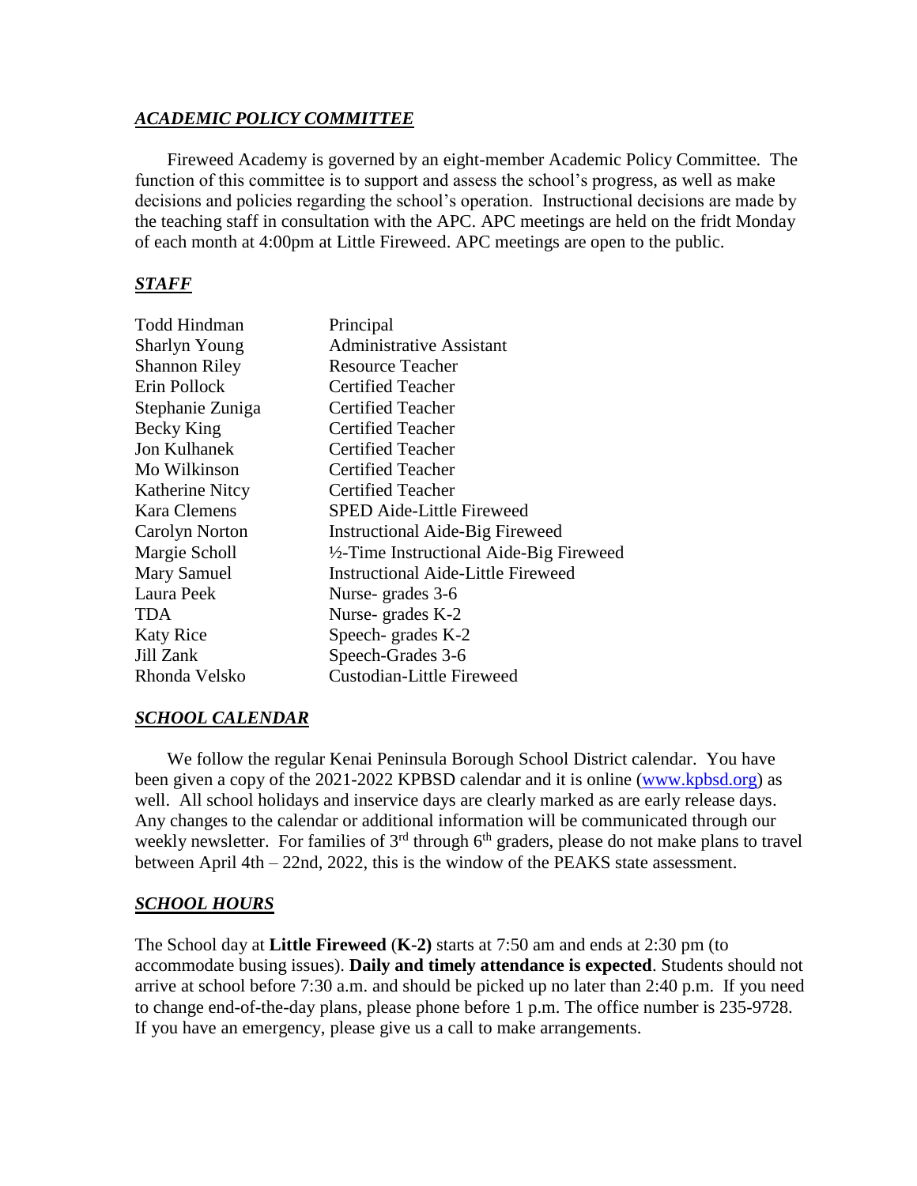## ***ACADEMIC POLICY COMMITTEE***

Fireweed Academy is governed by an eight-member Academic Policy Committee. The function of this committee is to support and assess the school's progress, as well as make decisions and policies regarding the school's operation. Instructional decisions are made by the teaching staff in consultation with the APC. APC meetings are held on the fridt Monday of each month at 4:00pm at Little Fireweed. APC meetings are open to the public.

## ***STAFF***

| | |
|---|---|
| Todd Hindman | Principal |
| Sharlyn Young | Administrative Assistant |
| Shannon Riley | Resource Teacher |
| Erin Pollock | Certified Teacher |
| Stephanie Zuniga | Certified Teacher |
| Becky King | Certified Teacher |
| Jon Kulhanek | Certified Teacher |
| Mo Wilkinson | Certified Teacher |
| Katherine Nitcy | Certified Teacher |
| Kara Clemens | SPED Aide-Little Fireweed |
| Carolyn Norton | Instructional Aide-Big Fireweed |
| Margie Scholl | ½-Time Instructional Aide-Big Fireweed |
| Mary Samuel | Instructional Aide-Little Fireweed |
| Laura Peek | Nurse- grades 3-6 |
| TDA | Nurse- grades K-2 |
| Katy Rice | Speech- grades K-2 |
| Jill Zank | Speech-Grades 3-6 |
| Rhonda Velsko | Custodian-Little Fireweed |

## ***SCHOOL CALENDAR***

We follow the regular Kenai Peninsula Borough School District calendar. You have been given a copy of the 2021-2022 KPBSD calendar and it is online (www.kpbsd.org) as well. All school holidays and inservice days are clearly marked as are early release days. Any changes to the calendar or additional information will be communicated through our weekly newsletter. For families of 3rd through 6th graders, please do not make plans to travel between April 4th – 22nd, 2022, this is the window of the PEAKS state assessment.

## ***SCHOOL HOURS***

The School day at **Little Fireweed** (**K-2)** starts at 7:50 am and ends at 2:30 pm (to accommodate busing issues). **Daily and timely attendance is expected**. Students should not arrive at school before 7:30 a.m. and should be picked up no later than 2:40 p.m. If you need to change end-of-the-day plans, please phone before 1 p.m. The office number is 235-9728. If you have an emergency, please give us a call to make arrangements.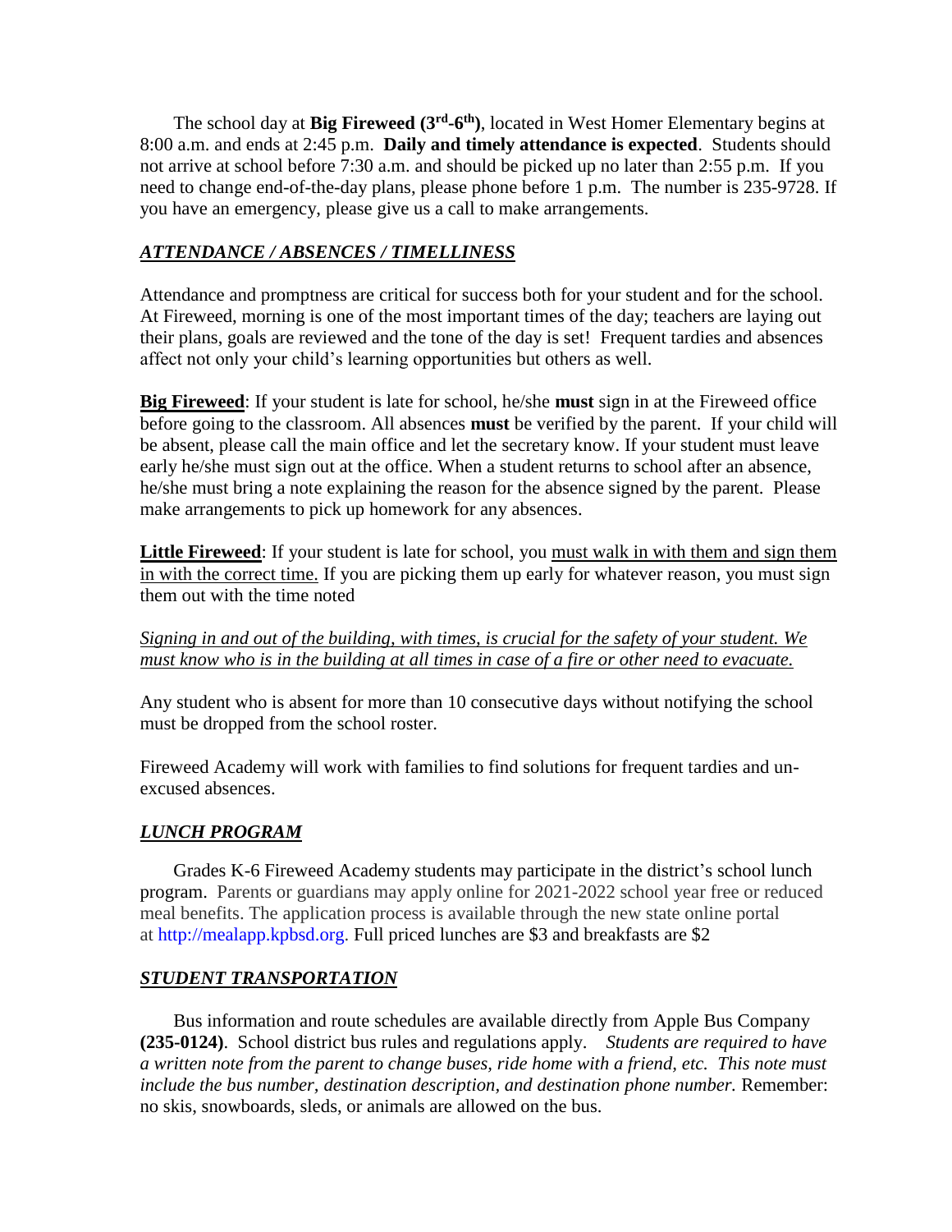The school day at **Big Fireweed (3rd-6th)**, located in West Homer Elementary begins at 8:00 a.m. and ends at 2:45 p.m. **Daily and timely attendance is expected**. Students should not arrive at school before 7:30 a.m. and should be picked up no later than 2:55 p.m. If you need to change end-of-the-day plans, please phone before 1 p.m. The number is 235-9728. If you have an emergency, please give us a call to make arrangements.

### ***ATTENDANCE / ABSENCES / TIMELLINESS***

Attendance and promptness are critical for success both for your student and for the school. At Fireweed, morning is one of the most important times of the day; teachers are laying out their plans, goals are reviewed and the tone of the day is set! Frequent tardies and absences affect not only your child's learning opportunities but others as well.

**Big Fireweed**: If your student is late for school, he/she **must** sign in at the Fireweed office before going to the classroom. All absences **must** be verified by the parent. If your child will be absent, please call the main office and let the secretary know. If your student must leave early he/she must sign out at the office. When a student returns to school after an absence, he/she must bring a note explaining the reason for the absence signed by the parent. Please make arrangements to pick up homework for any absences.

**Little Fireweed**: If your student is late for school, you must walk in with them and sign them in with the correct time. If you are picking them up early for whatever reason, you must sign them out with the time noted

*Signing in and out of the building, with times, is crucial for the safety of your student. We must know who is in the building at all times in case of a fire or other need to evacuate.*

Any student who is absent for more than 10 consecutive days without notifying the school must be dropped from the school roster.

Fireweed Academy will work with families to find solutions for frequent tardies and un-excused absences.

### ***LUNCH PROGRAM***

Grades K-6 Fireweed Academy students may participate in the district's school lunch program. Parents or guardians may apply online for 2021-2022 school year free or reduced meal benefits. The application process is available through the new state online portal at http://mealapp.kpbsd.org. Full priced lunches are $3 and breakfasts are $2

### ***STUDENT TRANSPORTATION***

Bus information and route schedules are available directly from Apple Bus Company **(235-0124)**. School district bus rules and regulations apply. *Students are required to have a written note from the parent to change buses, ride home with a friend, etc. This note must include the bus number, destination description, and destination phone number.* Remember: no skis, snowboards, sleds, or animals are allowed on the bus.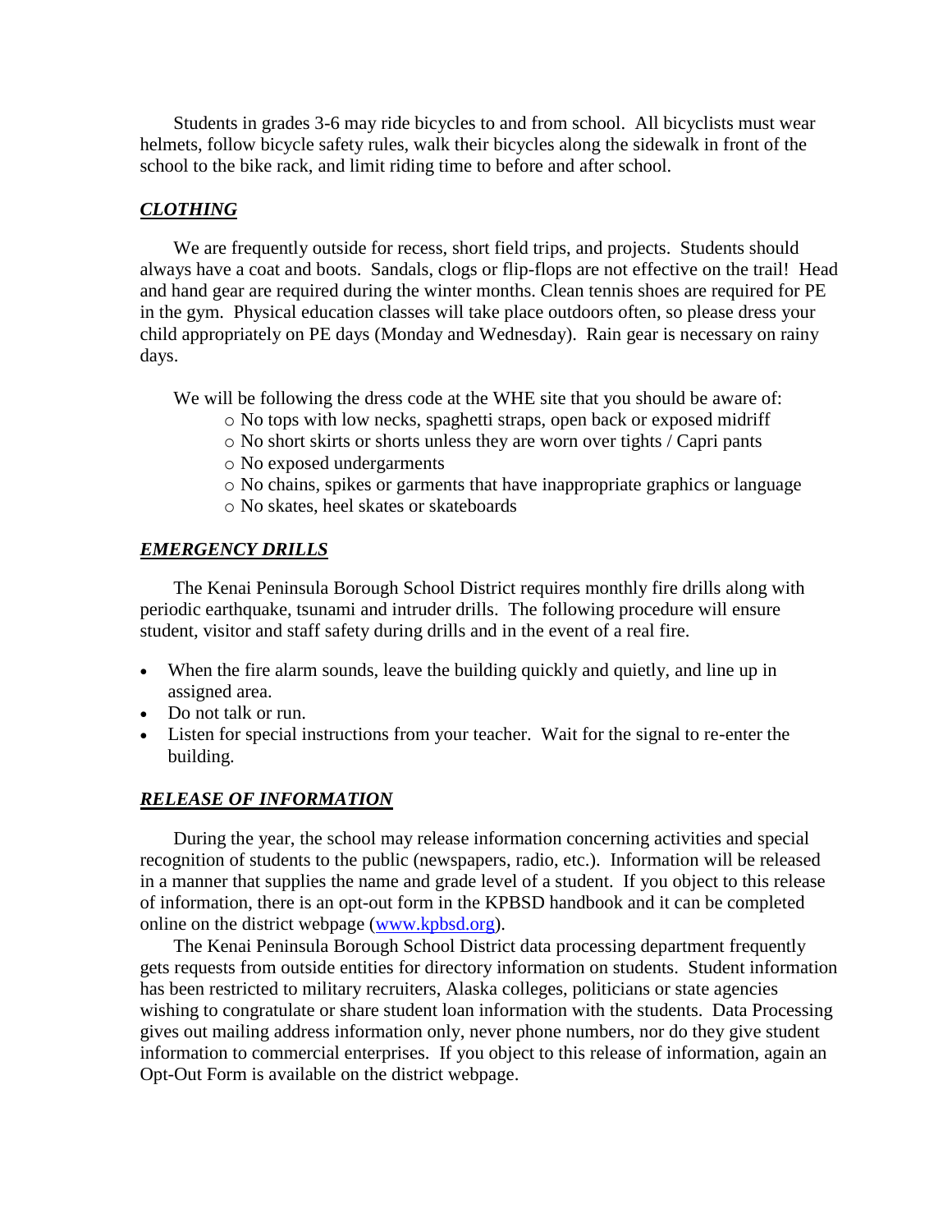Students in grades 3-6 may ride bicycles to and from school. All bicyclists must wear helmets, follow bicycle safety rules, walk their bicycles along the sidewalk in front of the school to the bike rack, and limit riding time to before and after school.

## ***CLOTHING***

We are frequently outside for recess, short field trips, and projects. Students should always have a coat and boots. Sandals, clogs or flip-flops are not effective on the trail! Head and hand gear are required during the winter months. Clean tennis shoes are required for PE in the gym. Physical education classes will take place outdoors often, so please dress your child appropriately on PE days (Monday and Wednesday). Rain gear is necessary on rainy days.

We will be following the dress code at the WHE site that you should be aware of:

- No tops with low necks, spaghetti straps, open back or exposed midriff
- No short skirts or shorts unless they are worn over tights / Capri pants
- No exposed undergarments
- No chains, spikes or garments that have inappropriate graphics or language
- No skates, heel skates or skateboards

## ***EMERGENCY DRILLS***

The Kenai Peninsula Borough School District requires monthly fire drills along with periodic earthquake, tsunami and intruder drills. The following procedure will ensure student, visitor and staff safety during drills and in the event of a real fire.

- When the fire alarm sounds, leave the building quickly and quietly, and line up in assigned area.
- Do not talk or run.
- Listen for special instructions from your teacher. Wait for the signal to re-enter the building.

## ***RELEASE OF INFORMATION***

During the year, the school may release information concerning activities and special recognition of students to the public (newspapers, radio, etc.). Information will be released in a manner that supplies the name and grade level of a student. If you object to this release of information, there is an opt-out form in the KPBSD handbook and it can be completed online on the district webpage (www.kpbsd.org).

The Kenai Peninsula Borough School District data processing department frequently gets requests from outside entities for directory information on students. Student information has been restricted to military recruiters, Alaska colleges, politicians or state agencies wishing to congratulate or share student loan information with the students. Data Processing gives out mailing address information only, never phone numbers, nor do they give student information to commercial enterprises. If you object to this release of information, again an Opt-Out Form is available on the district webpage.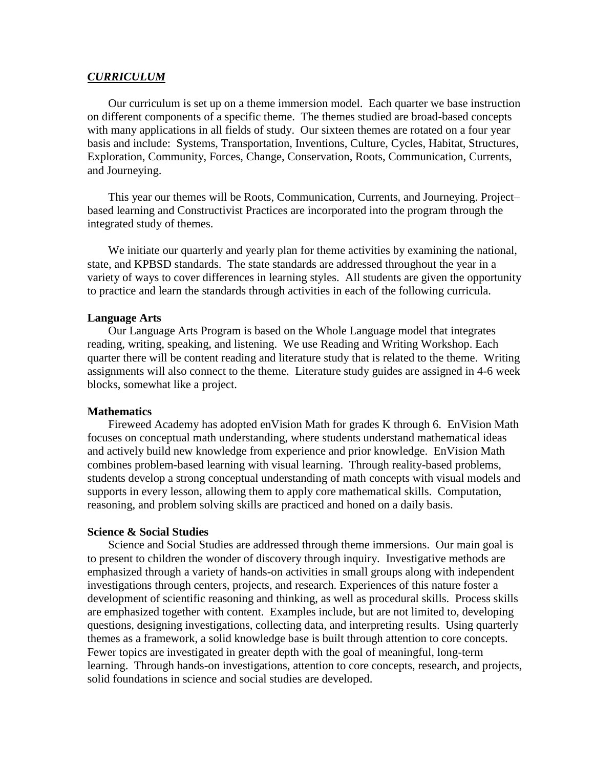## ***CURRICULUM***

Our curriculum is set up on a theme immersion model. Each quarter we base instruction on different components of a specific theme. The themes studied are broad-based concepts with many applications in all fields of study. Our sixteen themes are rotated on a four year basis and include: Systems, Transportation, Inventions, Culture, Cycles, Habitat, Structures, Exploration, Community, Forces, Change, Conservation, Roots, Communication, Currents, and Journeying.

This year our themes will be Roots, Communication, Currents, and Journeying. Project–based learning and Constructivist Practices are incorporated into the program through the integrated study of themes.

We initiate our quarterly and yearly plan for theme activities by examining the national, state, and KPBSD standards. The state standards are addressed throughout the year in a variety of ways to cover differences in learning styles. All students are given the opportunity to practice and learn the standards through activities in each of the following curricula.

### **Language Arts**

Our Language Arts Program is based on the Whole Language model that integrates reading, writing, speaking, and listening. We use Reading and Writing Workshop. Each quarter there will be content reading and literature study that is related to the theme. Writing assignments will also connect to the theme. Literature study guides are assigned in 4-6 week blocks, somewhat like a project.

### **Mathematics**

Fireweed Academy has adopted enVision Math for grades K through 6. EnVision Math focuses on conceptual math understanding, where students understand mathematical ideas and actively build new knowledge from experience and prior knowledge. EnVision Math combines problem-based learning with visual learning. Through reality-based problems, students develop a strong conceptual understanding of math concepts with visual models and supports in every lesson, allowing them to apply core mathematical skills. Computation, reasoning, and problem solving skills are practiced and honed on a daily basis.

### **Science & Social Studies**

Science and Social Studies are addressed through theme immersions. Our main goal is to present to children the wonder of discovery through inquiry. Investigative methods are emphasized through a variety of hands-on activities in small groups along with independent investigations through centers, projects, and research. Experiences of this nature foster a development of scientific reasoning and thinking, as well as procedural skills. Process skills are emphasized together with content. Examples include, but are not limited to, developing questions, designing investigations, collecting data, and interpreting results. Using quarterly themes as a framework, a solid knowledge base is built through attention to core concepts. Fewer topics are investigated in greater depth with the goal of meaningful, long-term learning. Through hands-on investigations, attention to core concepts, research, and projects, solid foundations in science and social studies are developed.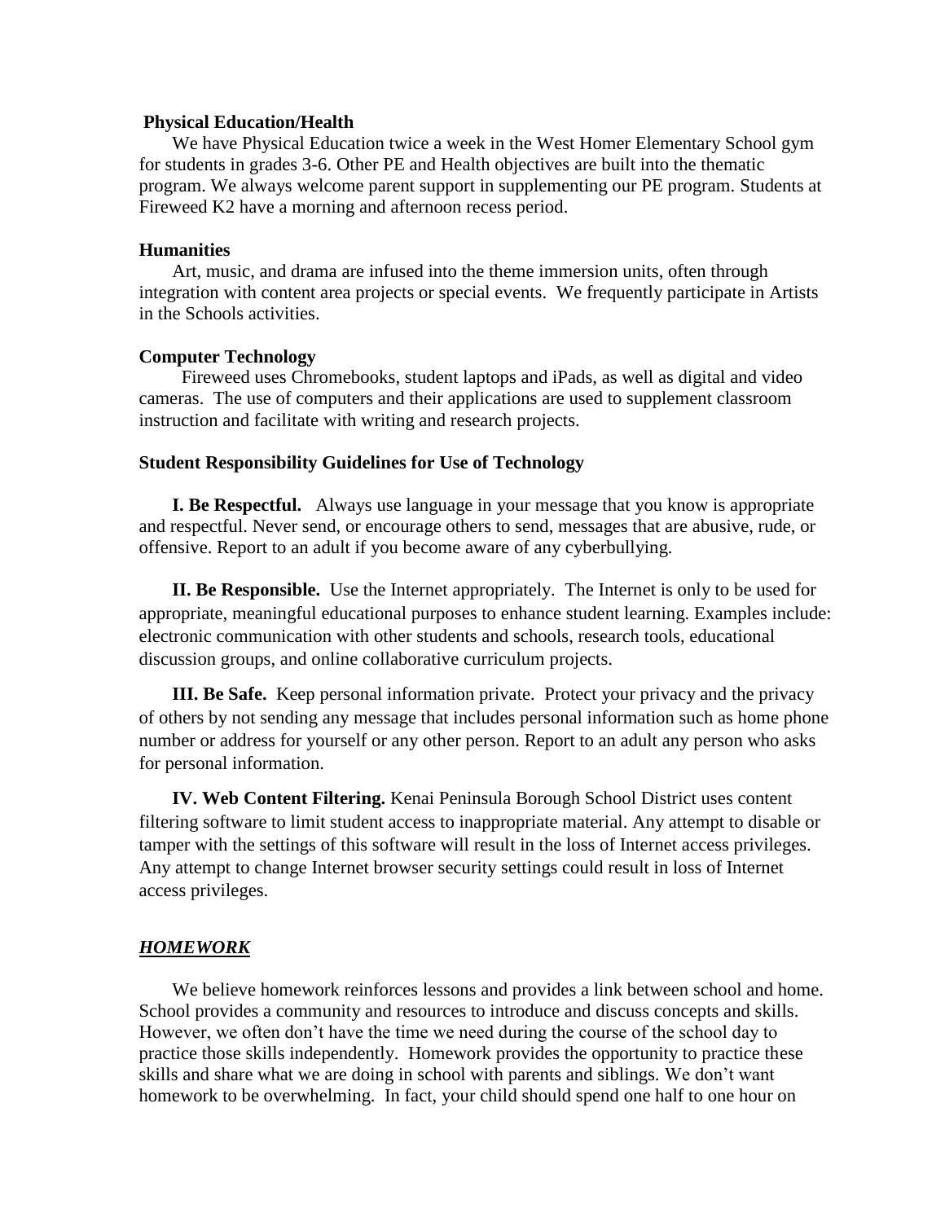**Physical Education/Health**

We have Physical Education twice a week in the West Homer Elementary School gym for students in grades 3-6. Other PE and Health objectives are built into the thematic program. We always welcome parent support in supplementing our PE program. Students at Fireweed K2 have a morning and afternoon recess period.

**Humanities**

Art, music, and drama are infused into the theme immersion units, often through integration with content area projects or special events. We frequently participate in Artists in the Schools activities.

**Computer Technology**

Fireweed uses Chromebooks, student laptops and iPads, as well as digital and video cameras. The use of computers and their applications are used to supplement classroom instruction and facilitate with writing and research projects.

**Student Responsibility Guidelines for Use of Technology**

**I. Be Respectful.** Always use language in your message that you know is appropriate and respectful. Never send, or encourage others to send, messages that are abusive, rude, or offensive. Report to an adult if you become aware of any cyberbullying.

**II. Be Responsible.** Use the Internet appropriately. The Internet is only to be used for appropriate, meaningful educational purposes to enhance student learning. Examples include: electronic communication with other students and schools, research tools, educational discussion groups, and online collaborative curriculum projects.

**III. Be Safe.** Keep personal information private. Protect your privacy and the privacy of others by not sending any message that includes personal information such as home phone number or address for yourself or any other person. Report to an adult any person who asks for personal information.

**IV. Web Content Filtering.** Kenai Peninsula Borough School District uses content filtering software to limit student access to inappropriate material. Any attempt to disable or tamper with the settings of this software will result in the loss of Internet access privileges. Any attempt to change Internet browser security settings could result in loss of Internet access privileges.

## ***HOMEWORK***

We believe homework reinforces lessons and provides a link between school and home. School provides a community and resources to introduce and discuss concepts and skills. However, we often don't have the time we need during the course of the school day to practice those skills independently. Homework provides the opportunity to practice these skills and share what we are doing in school with parents and siblings. We don't want homework to be overwhelming. In fact, your child should spend one half to one hour on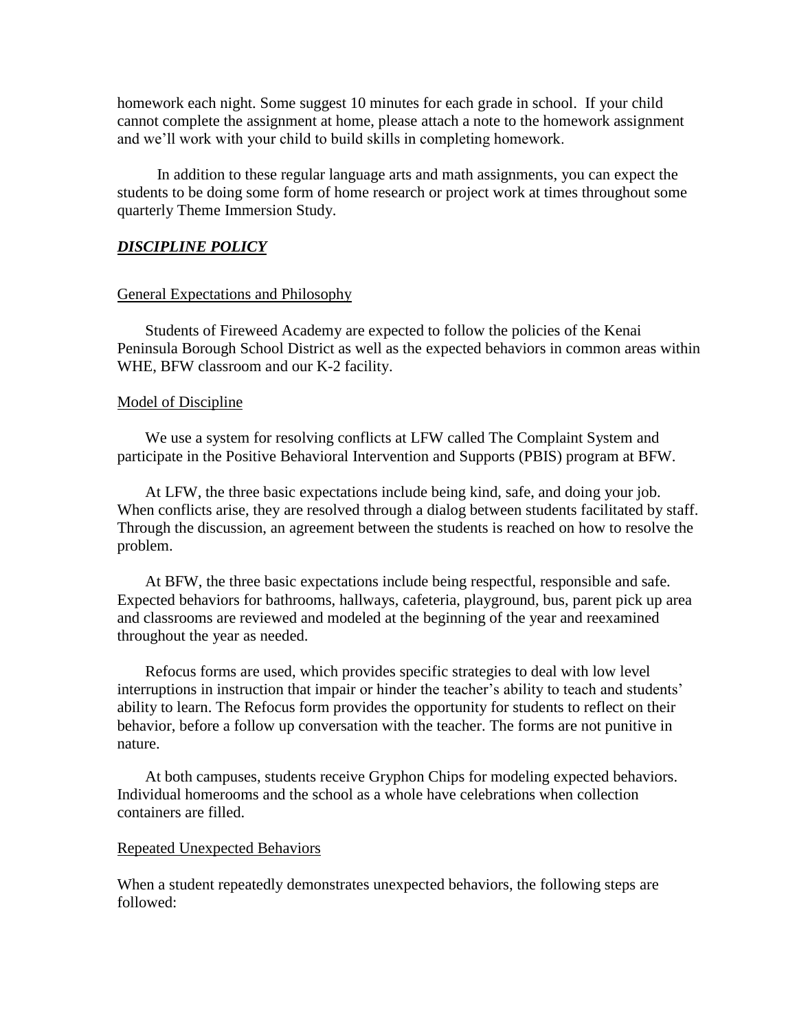homework each night. Some suggest 10 minutes for each grade in school. If your child cannot complete the assignment at home, please attach a note to the homework assignment and we'll work with your child to build skills in completing homework.

In addition to these regular language arts and math assignments, you can expect the students to be doing some form of home research or project work at times throughout some quarterly Theme Immersion Study.

## ***DISCIPLINE POLICY***

### General Expectations and Philosophy

Students of Fireweed Academy are expected to follow the policies of the Kenai Peninsula Borough School District as well as the expected behaviors in common areas within WHE, BFW classroom and our K-2 facility.

### Model of Discipline

We use a system for resolving conflicts at LFW called The Complaint System and participate in the Positive Behavioral Intervention and Supports (PBIS) program at BFW.

At LFW, the three basic expectations include being kind, safe, and doing your job. When conflicts arise, they are resolved through a dialog between students facilitated by staff. Through the discussion, an agreement between the students is reached on how to resolve the problem.

At BFW, the three basic expectations include being respectful, responsible and safe. Expected behaviors for bathrooms, hallways, cafeteria, playground, bus, parent pick up area and classrooms are reviewed and modeled at the beginning of the year and reexamined throughout the year as needed.

Refocus forms are used, which provides specific strategies to deal with low level interruptions in instruction that impair or hinder the teacher's ability to teach and students' ability to learn. The Refocus form provides the opportunity for students to reflect on their behavior, before a follow up conversation with the teacher. The forms are not punitive in nature.

At both campuses, students receive Gryphon Chips for modeling expected behaviors. Individual homerooms and the school as a whole have celebrations when collection containers are filled.

### Repeated Unexpected Behaviors

When a student repeatedly demonstrates unexpected behaviors, the following steps are followed: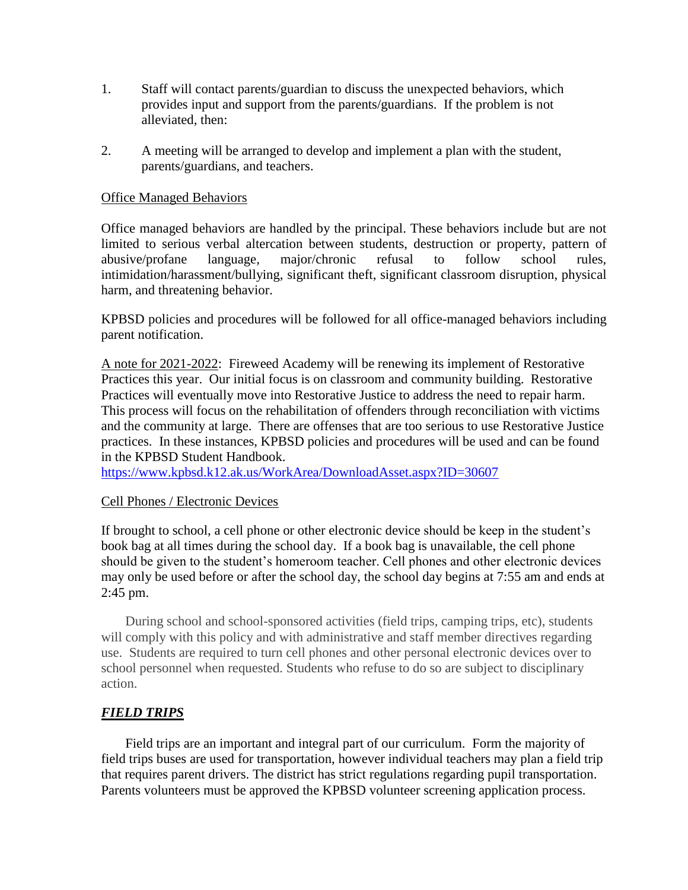1. Staff will contact parents/guardian to discuss the unexpected behaviors, which provides input and support from the parents/guardians. If the problem is not alleviated, then:

2. A meeting will be arranged to develop and implement a plan with the student, parents/guardians, and teachers.

<u>Office Managed Behaviors</u>

Office managed behaviors are handled by the principal. These behaviors include but are not limited to serious verbal altercation between students, destruction or property, pattern of abusive/profane language, major/chronic refusal to follow school rules, intimidation/harassment/bullying, significant theft, significant classroom disruption, physical harm, and threatening behavior.

KPBSD policies and procedures will be followed for all office-managed behaviors including parent notification.

<u>A note for 2021-2022</u>: Fireweed Academy will be renewing its implement of Restorative Practices this year. Our initial focus is on classroom and community building. Restorative Practices will eventually move into Restorative Justice to address the need to repair harm. This process will focus on the rehabilitation of offenders through reconciliation with victims and the community at large. There are offenses that are too serious to use Restorative Justice practices. In these instances, KPBSD policies and procedures will be used and can be found in the KPBSD Student Handbook.
https://www.kpbsd.k12.ak.us/WorkArea/DownloadAsset.aspx?ID=30607

<u>Cell Phones / Electronic Devices</u>

If brought to school, a cell phone or other electronic device should be keep in the student's book bag at all times during the school day. If a book bag is unavailable, the cell phone should be given to the student's homeroom teacher. Cell phones and other electronic devices may only be used before or after the school day, the school day begins at 7:55 am and ends at 2:45 pm.

During school and school-sponsored activities (field trips, camping trips, etc), students will comply with this policy and with administrative and staff member directives regarding use. Students are required to turn cell phones and other personal electronic devices over to school personnel when requested. Students who refuse to do so are subject to disciplinary action.

## ***<u>FIELD TRIPS</u>***

Field trips are an important and integral part of our curriculum. Form the majority of field trips buses are used for transportation, however individual teachers may plan a field trip that requires parent drivers. The district has strict regulations regarding pupil transportation. Parents volunteers must be approved the KPBSD volunteer screening application process.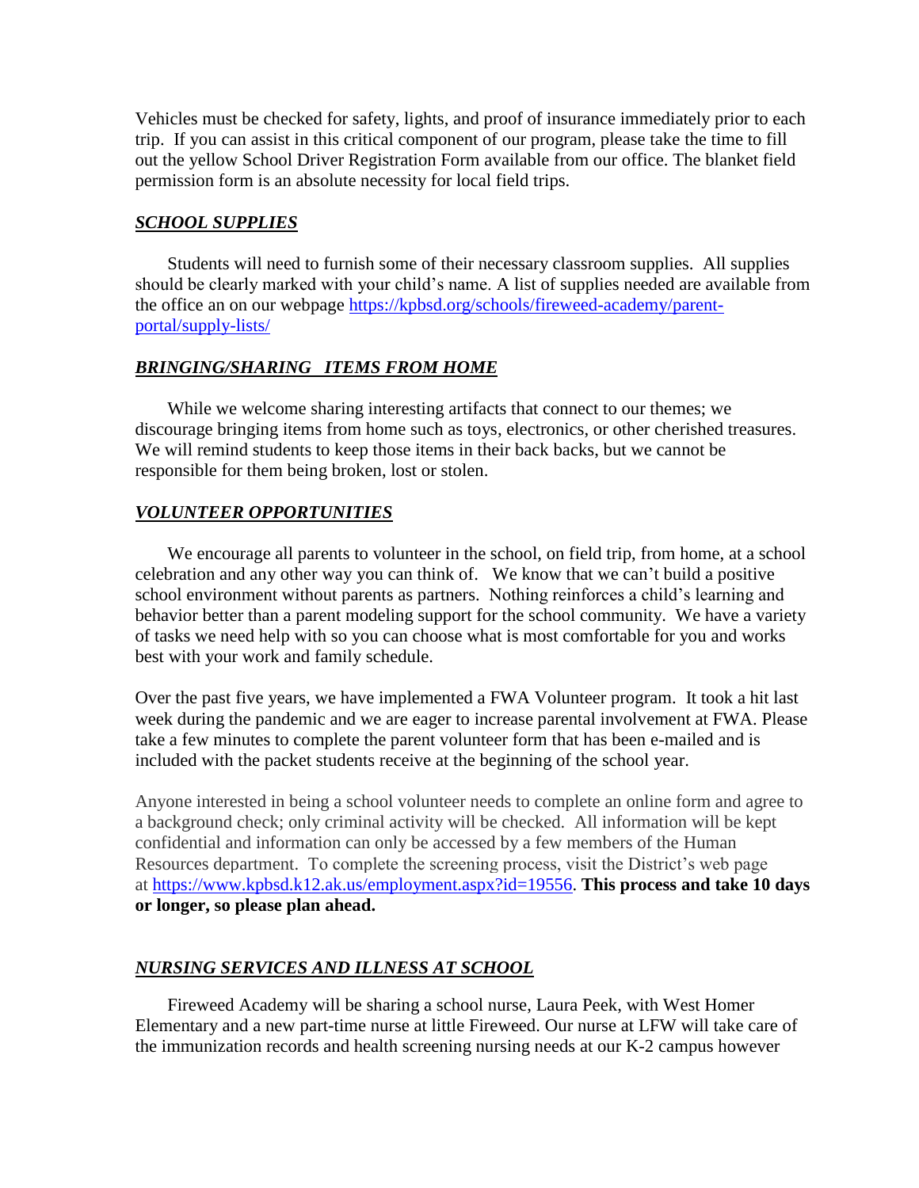Vehicles must be checked for safety, lights, and proof of insurance immediately prior to each trip. If you can assist in this critical component of our program, please take the time to fill out the yellow School Driver Registration Form available from our office. The blanket field permission form is an absolute necessity for local field trips.

### ***SCHOOL SUPPLIES***

Students will need to furnish some of their necessary classroom supplies. All supplies should be clearly marked with your child's name. A list of supplies needed are available from the office an on our webpage [https://kpbsd.org/schools/fireweed-academy/parent-portal/supply-lists/](https://kpbsd.org/schools/fireweed-academy/parent-portal/supply-lists/)

### ***BRINGING/SHARING ITEMS FROM HOME***

While we welcome sharing interesting artifacts that connect to our themes; we discourage bringing items from home such as toys, electronics, or other cherished treasures. We will remind students to keep those items in their back backs, but we cannot be responsible for them being broken, lost or stolen.

### ***VOLUNTEER OPPORTUNITIES***

We encourage all parents to volunteer in the school, on field trip, from home, at a school celebration and any other way you can think of. We know that we can't build a positive school environment without parents as partners. Nothing reinforces a child's learning and behavior better than a parent modeling support for the school community. We have a variety of tasks we need help with so you can choose what is most comfortable for you and works best with your work and family schedule.

Over the past five years, we have implemented a FWA Volunteer program. It took a hit last week during the pandemic and we are eager to increase parental involvement at FWA. Please take a few minutes to complete the parent volunteer form that has been e-mailed and is included with the packet students receive at the beginning of the school year.

Anyone interested in being a school volunteer needs to complete an online form and agree to a background check; only criminal activity will be checked. All information will be kept confidential and information can only be accessed by a few members of the Human Resources department. To complete the screening process, visit the District's web page at [https://www.kpbsd.k12.ak.us/employment.aspx?id=19556](https://www.kpbsd.k12.ak.us/employment.aspx?id=19556). **This process and take 10 days or longer, so please plan ahead.**

### ***NURSING SERVICES AND ILLNESS AT SCHOOL***

Fireweed Academy will be sharing a school nurse, Laura Peek, with West Homer Elementary and a new part-time nurse at little Fireweed. Our nurse at LFW will take care of the immunization records and health screening nursing needs at our K-2 campus however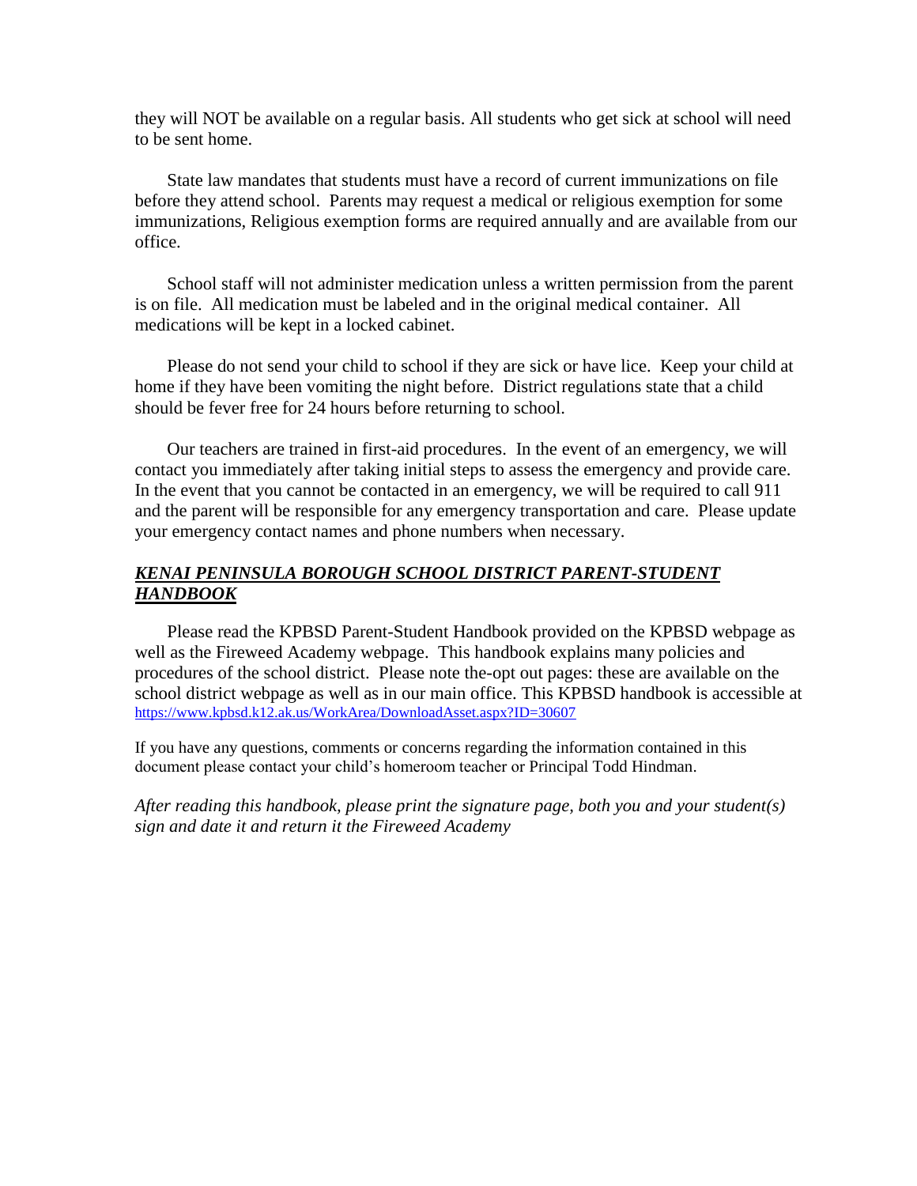they will NOT be available on a regular basis. All students who get sick at school will need to be sent home.

State law mandates that students must have a record of current immunizations on file before they attend school. Parents may request a medical or religious exemption for some immunizations, Religious exemption forms are required annually and are available from our office.

School staff will not administer medication unless a written permission from the parent is on file. All medication must be labeled and in the original medical container. All medications will be kept in a locked cabinet.

Please do not send your child to school if they are sick or have lice. Keep your child at home if they have been vomiting the night before. District regulations state that a child should be fever free for 24 hours before returning to school.

Our teachers are trained in first-aid procedures. In the event of an emergency, we will contact you immediately after taking initial steps to assess the emergency and provide care. In the event that you cannot be contacted in an emergency, we will be required to call 911 and the parent will be responsible for any emergency transportation and care. Please update your emergency contact names and phone numbers when necessary.

## ***KENAI PENINSULA BOROUGH SCHOOL DISTRICT PARENT-STUDENT HANDBOOK***

Please read the KPBSD Parent-Student Handbook provided on the KPBSD webpage as well as the Fireweed Academy webpage. This handbook explains many policies and procedures of the school district. Please note the-opt out pages: these are available on the school district webpage as well as in our main office. This KPBSD handbook is accessible at https://www.kpbsd.k12.ak.us/WorkArea/DownloadAsset.aspx?ID=30607

If you have any questions, comments or concerns regarding the information contained in this document please contact your child's homeroom teacher or Principal Todd Hindman.

*After reading this handbook, please print the signature page, both you and your student(s) sign and date it and return it the Fireweed Academy*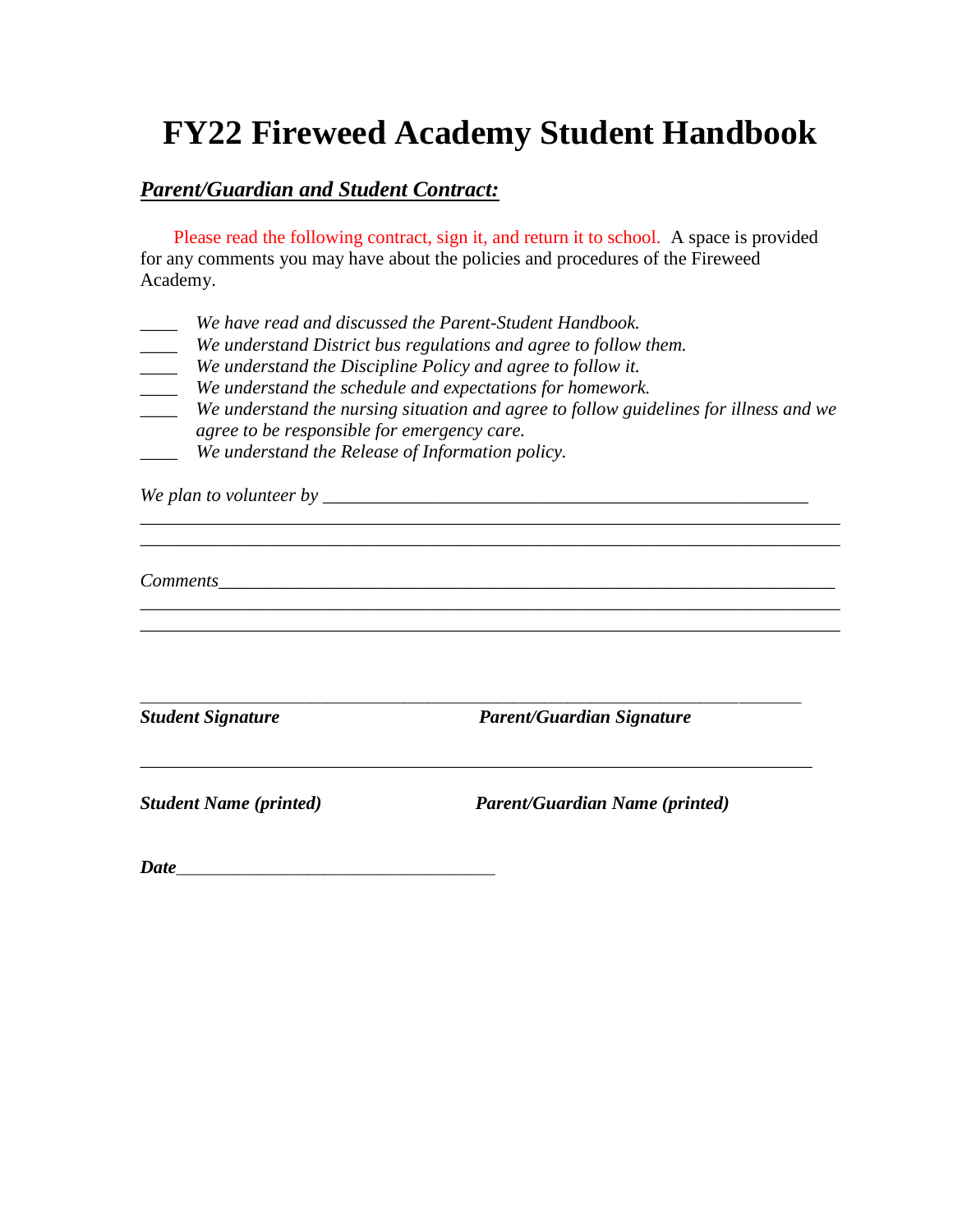# FY22 Fireweed Academy Student Handbook

***Parent/Guardian and Student Contract:***

Please read the following contract, sign it, and return it to school. A space is provided for any comments you may have about the policies and procedures of the Fireweed Academy.

____ *We have read and discussed the Parent-Student Handbook.*
____ *We understand District bus regulations and agree to follow them.*
____ *We understand the Discipline Policy and agree to follow it.*
____ *We understand the schedule and expectations for homework.*
____ *We understand the nursing situation and agree to follow guidelines for illness and we agree to be responsible for emergency care.*
____ *We understand the Release of Information policy.*

*We plan to volunteer by* ______________________________________________________
__________________________________________________________________________
__________________________________________________________________________

*Comments*__________________________________________________________________
__________________________________________________________________________
__________________________________________________________________________

__________________________________________________________________________
***Student Signature*** ***Parent/Guardian Signature***

__________________________________________________________________________
***Student Name (printed)*** ***Parent/Guardian Name (printed)***

***Date***___________________________________